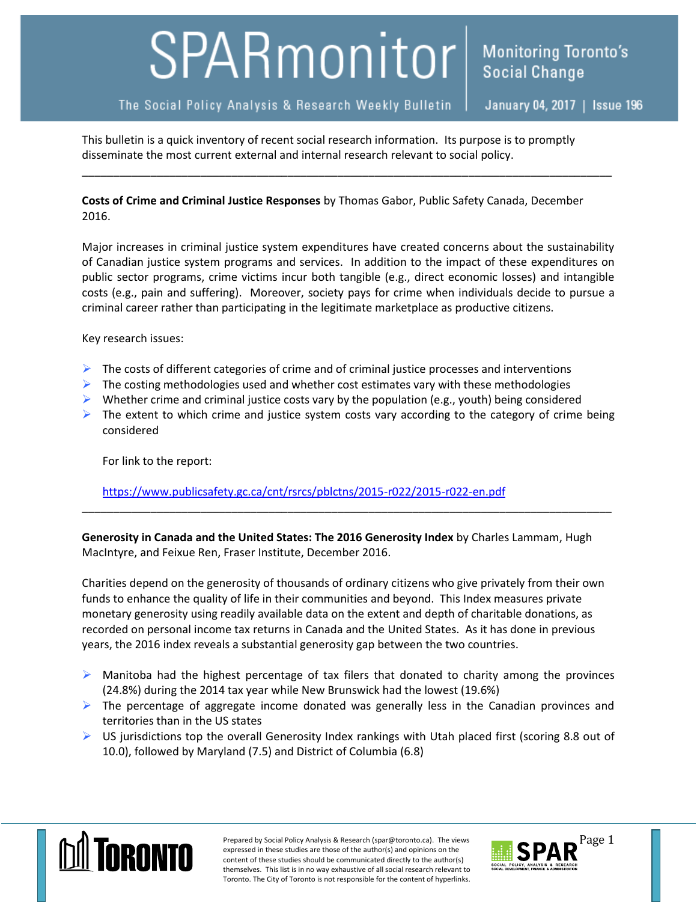# SPARmonitor

**Monitoring Toronto's Social Change**

The Social Policy Analysis & Research Weekly Bulletin | January 04, 2017 | Issue 196

This bulletin is a quick inventory of recent social research information. Its purpose is to promptly disseminate the most current external and internal research relevant to social policy.

---

**Costs of Crime and Criminal Justice Responses** by Thomas Gabor, Public Safety Canada, December 2016.

Major increases in criminal justice system expenditures have created concerns about the sustainability of Canadian justice system programs and services. In addition to the impact of these expenditures on public sector programs, crime victims incur both tangible (e.g., direct economic losses) and intangible costs (e.g., pain and suffering). Moreover, society pays for crime when individuals decide to pursue a criminal career rather than participating in the legitimate marketplace as productive citizens.

Key research issues:

- The costs of different categories of crime and of criminal justice processes and interventions
- The costing methodologies used and whether cost estimates vary with these methodologies
- Whether crime and criminal justice costs vary by the population (e.g., youth) being considered
- The extent to which crime and justice system costs vary according to the category of crime being considered

For link to the report:

https://www.publicsafety.gc.ca/cnt/rsrcs/pblctns/2015-r022/2015-r022-en.pdf

---

**Generosity in Canada and the United States: The 2016 Generosity Index** by Charles Lammam, Hugh MacIntyre, and Feixue Ren, Fraser Institute, December 2016.

Charities depend on the generosity of thousands of ordinary citizens who give privately from their own funds to enhance the quality of life in their communities and beyond. This Index measures private monetary generosity using readily available data on the extent and depth of charitable donations, as recorded on personal income tax returns in Canada and the United States. As it has done in previous years, the 2016 index reveals a substantial generosity gap between the two countries.

- Manitoba had the highest percentage of tax filers that donated to charity among the provinces (24.8%) during the 2014 tax year while New Brunswick had the lowest (19.6%)
- The percentage of aggregate income donated was generally less in the Canadian provinces and territories than in the US states
- US jurisdictions top the overall Generosity Index rankings with Utah placed first (scoring 8.8 out of 10.0), followed by Maryland (7.5) and District of Columbia (6.8)

Prepared by Social Policy Analysis & Research (spar@toronto.ca). The views expressed in these studies are those of the author(s) and opinions on the content of these studies should be communicated directly to the author(s) themselves. This list is in no way exhaustive of all social research relevant to Toronto. The City of Toronto is not responsible for the content of hyperlinks.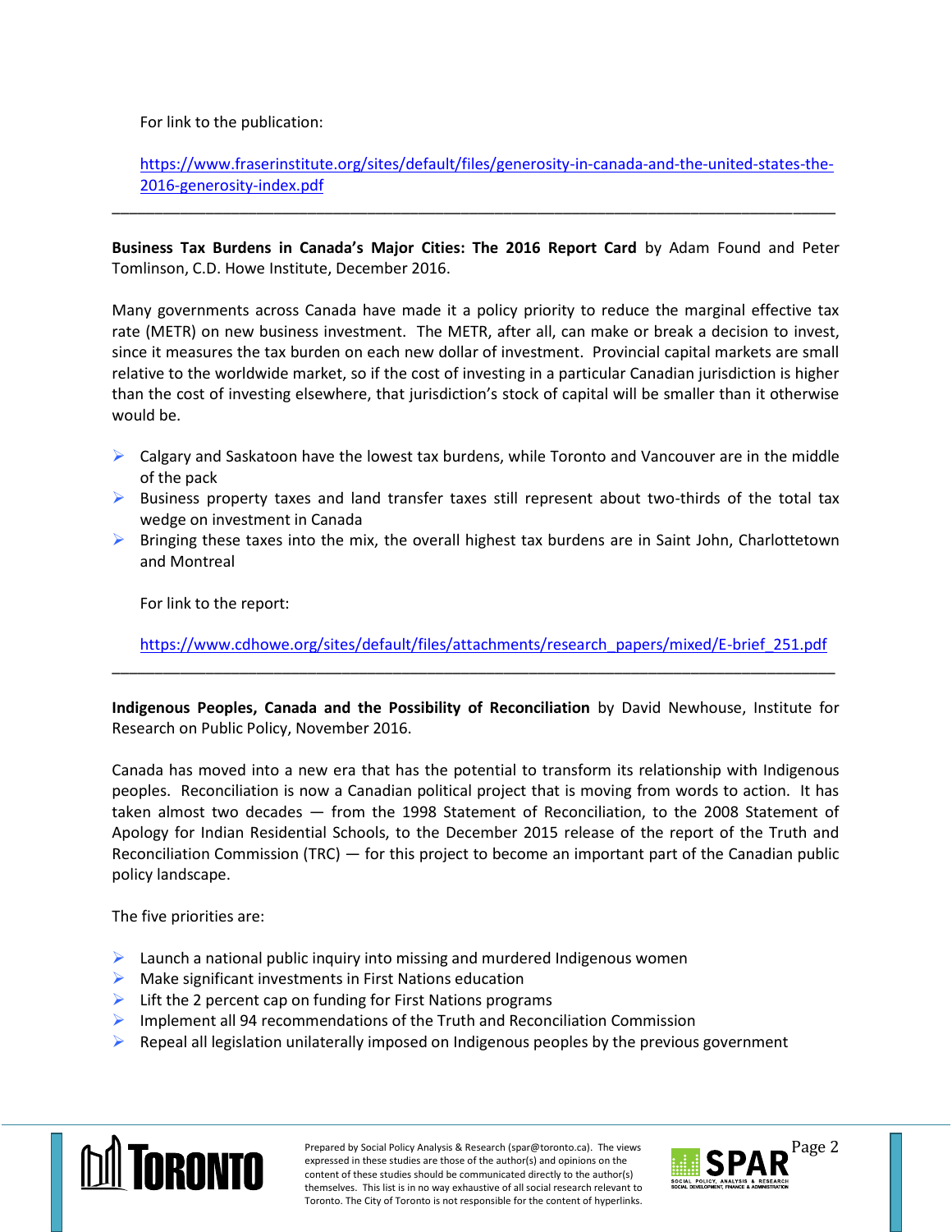For link to the publication:

https://www.fraserinstitute.org/sites/default/files/generosity-in-canada-and-the-united-states-the-2016-generosity-index.pdf

---

**Business Tax Burdens in Canada's Major Cities: The 2016 Report Card** by Adam Found and Peter Tomlinson, C.D. Howe Institute, December 2016.

Many governments across Canada have made it a policy priority to reduce the marginal effective tax rate (METR) on new business investment. The METR, after all, can make or break a decision to invest, since it measures the tax burden on each new dollar of investment. Provincial capital markets are small relative to the worldwide market, so if the cost of investing in a particular Canadian jurisdiction is higher than the cost of investing elsewhere, that jurisdiction's stock of capital will be smaller than it otherwise would be.

- Calgary and Saskatoon have the lowest tax burdens, while Toronto and Vancouver are in the middle of the pack
- Business property taxes and land transfer taxes still represent about two-thirds of the total tax wedge on investment in Canada
- Bringing these taxes into the mix, the overall highest tax burdens are in Saint John, Charlottetown and Montreal

For link to the report:

https://www.cdhowe.org/sites/default/files/attachments/research_papers/mixed/E-brief_251.pdf

---

**Indigenous Peoples, Canada and the Possibility of Reconciliation** by David Newhouse, Institute for Research on Public Policy, November 2016.

Canada has moved into a new era that has the potential to transform its relationship with Indigenous peoples. Reconciliation is now a Canadian political project that is moving from words to action. It has taken almost two decades — from the 1998 Statement of Reconciliation, to the 2008 Statement of Apology for Indian Residential Schools, to the December 2015 release of the report of the Truth and Reconciliation Commission (TRC) — for this project to become an important part of the Canadian public policy landscape.

The five priorities are:

- Launch a national public inquiry into missing and murdered Indigenous women
- Make significant investments in First Nations education
- Lift the 2 percent cap on funding for First Nations programs
- Implement all 94 recommendations of the Truth and Reconciliation Commission
- Repeal all legislation unilaterally imposed on Indigenous peoples by the previous government

Prepared by Social Policy Analysis & Research (spar@toronto.ca). The views expressed in these studies are those of the author(s) and opinions on the content of these studies should be communicated directly to the author(s) themselves. This list is in no way exhaustive of all social research relevant to Toronto. The City of Toronto is not responsible for the content of hyperlinks.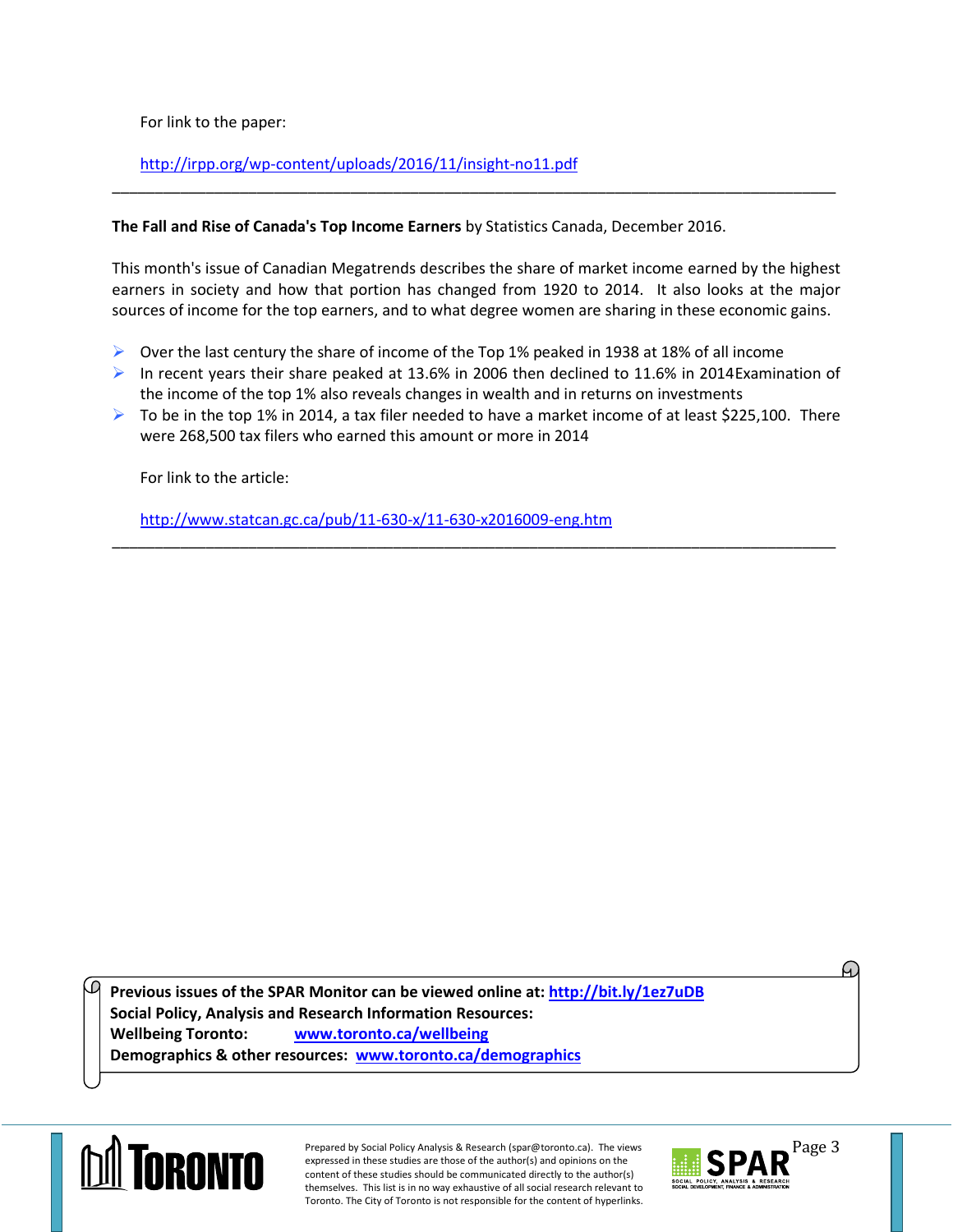For link to the paper:

http://irpp.org/wp-content/uploads/2016/11/insight-no11.pdf

---

**The Fall and Rise of Canada's Top Income Earners** by Statistics Canada, December 2016.

This month's issue of Canadian Megatrends describes the share of market income earned by the highest earners in society and how that portion has changed from 1920 to 2014. It also looks at the major sources of income for the top earners, and to what degree women are sharing in these economic gains.

- Over the last century the share of income of the Top 1% peaked in 1938 at 18% of all income
- In recent years their share peaked at 13.6% in 2006 then declined to 11.6% in 2014Examination of the income of the top 1% also reveals changes in wealth and in returns on investments
- To be in the top 1% in 2014, a tax filer needed to have a market income of at least $225,100. There were 268,500 tax filers who earned this amount or more in 2014

For link to the article:

http://www.statcan.gc.ca/pub/11-630-x/11-630-x2016009-eng.htm

---

**Previous issues of the SPAR Monitor can be viewed online at: http://bit.ly/1ez7uDB**
**Social Policy, Analysis and Research Information Resources:**
**Wellbeing Toronto: www.toronto.ca/wellbeing**
**Demographics & other resources: www.toronto.ca/demographics**

Prepared by Social Policy Analysis & Research (spar@toronto.ca). The views expressed in these studies are those of the author(s) and opinions on the content of these studies should be communicated directly to the author(s) themselves. This list is in no way exhaustive of all social research relevant to Toronto. The City of Toronto is not responsible for the content of hyperlinks.